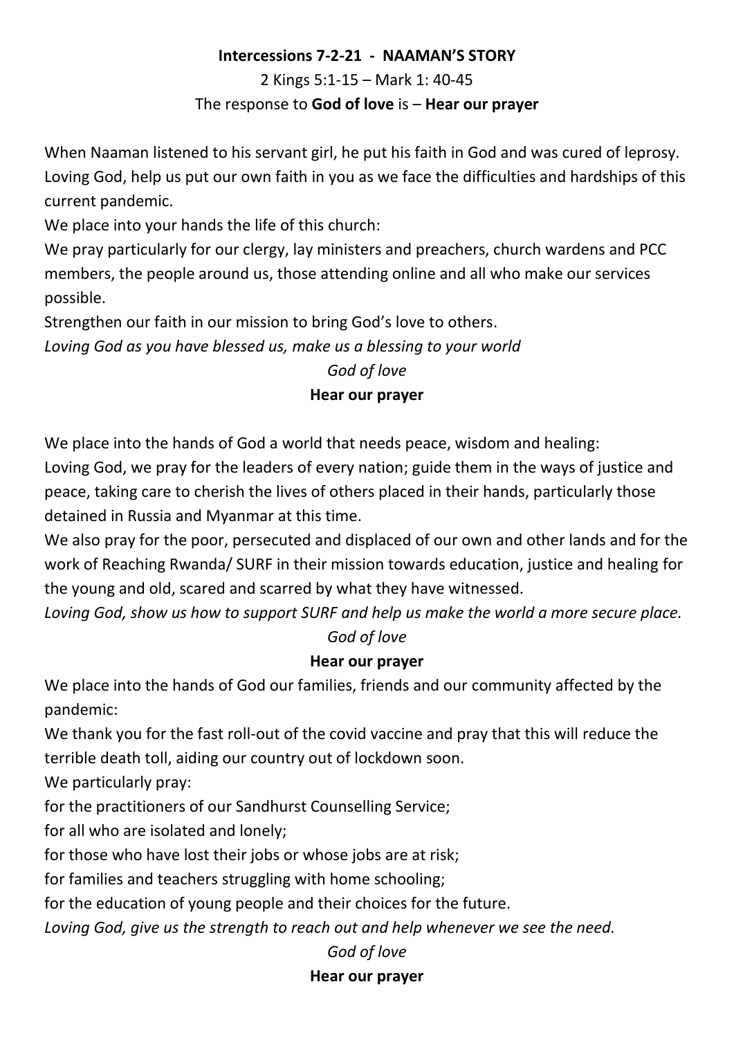**Intercessions 7-2-21 - NAAMAN'S STORY**

2 Kings 5:1-15 – Mark 1: 40-45

The response to **God of love** is – **Hear our prayer**

When Naaman listened to his servant girl, he put his faith in God and was cured of leprosy. Loving God, help us put our own faith in you as we face the difficulties and hardships of this current pandemic.

We place into your hands the life of this church:

We pray particularly for our clergy, lay ministers and preachers, church wardens and PCC members, the people around us, those attending online and all who make our services possible.

Strengthen our faith in our mission to bring God's love to others.

*Loving God as you have blessed us, make us a blessing to your world*

*God of love*

**Hear our prayer**

We place into the hands of God a world that needs peace, wisdom and healing:

Loving God, we pray for the leaders of every nation; guide them in the ways of justice and peace, taking care to cherish the lives of others placed in their hands, particularly those detained in Russia and Myanmar at this time.

We also pray for the poor, persecuted and displaced of our own and other lands and for the work of Reaching Rwanda/ SURF in their mission towards education, justice and healing for the young and old, scared and scarred by what they have witnessed.

*Loving God, show us how to support SURF and help us make the world a more secure place.*

*God of love*

**Hear our prayer**

We place into the hands of God our families, friends and our community affected by the pandemic:

We thank you for the fast roll-out of the covid vaccine and pray that this will reduce the terrible death toll, aiding our country out of lockdown soon.

We particularly pray:

for the practitioners of our Sandhurst Counselling Service;

for all who are isolated and lonely;

for those who have lost their jobs or whose jobs are at risk;

for families and teachers struggling with home schooling;

for the education of young people and their choices for the future.

*Loving God, give us the strength to reach out and help whenever we see the need.*

*God of love*

**Hear our prayer**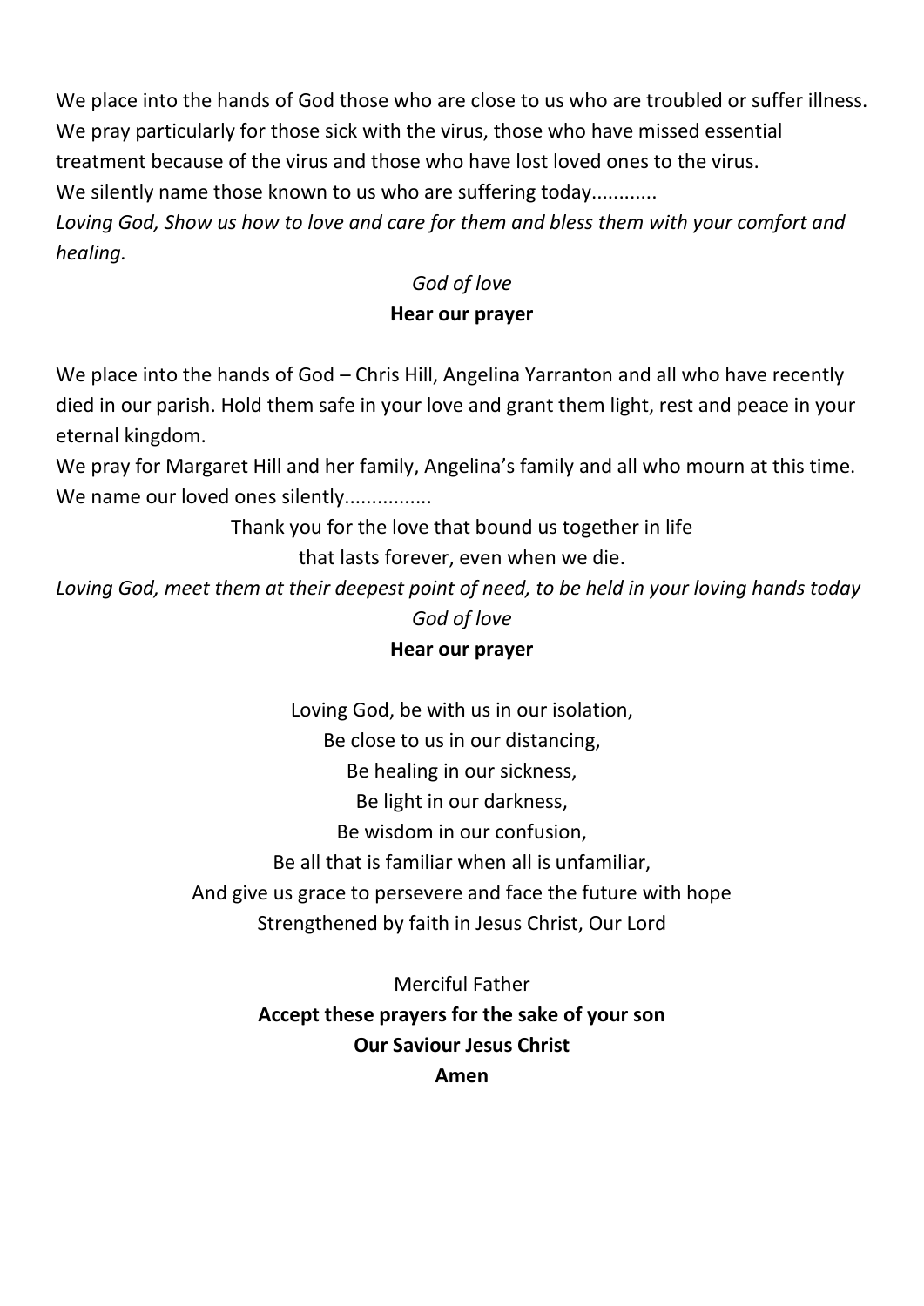We place into the hands of God those who are close to us who are troubled or suffer illness. We pray particularly for those sick with the virus, those who have missed essential treatment because of the virus and those who have lost loved ones to the virus.
We silently name those known to us who are suffering today............
*Loving God, Show us how to love and care for them and bless them with your comfort and healing.*

*God of love*
**Hear our prayer**

We place into the hands of God – Chris Hill, Angelina Yarranton and all who have recently died in our parish. Hold them safe in your love and grant them light, rest and peace in your eternal kingdom.
We pray for Margaret Hill and her family, Angelina's family and all who mourn at this time.
We name our loved ones silently................

Thank you for the love that bound us together in life
that lasts forever, even when we die.

*Loving God, meet them at their deepest point of need, to be held in your loving hands today*
*God of love*
**Hear our prayer**

Loving God, be with us in our isolation,
Be close to us in our distancing,
Be healing in our sickness,
Be light in our darkness,
Be wisdom in our confusion,
Be all that is familiar when all is unfamiliar,
And give us grace to persevere and face the future with hope
Strengthened by faith in Jesus Christ, Our Lord

Merciful Father
**Accept these prayers for the sake of your son**
**Our Saviour Jesus Christ**
**Amen**